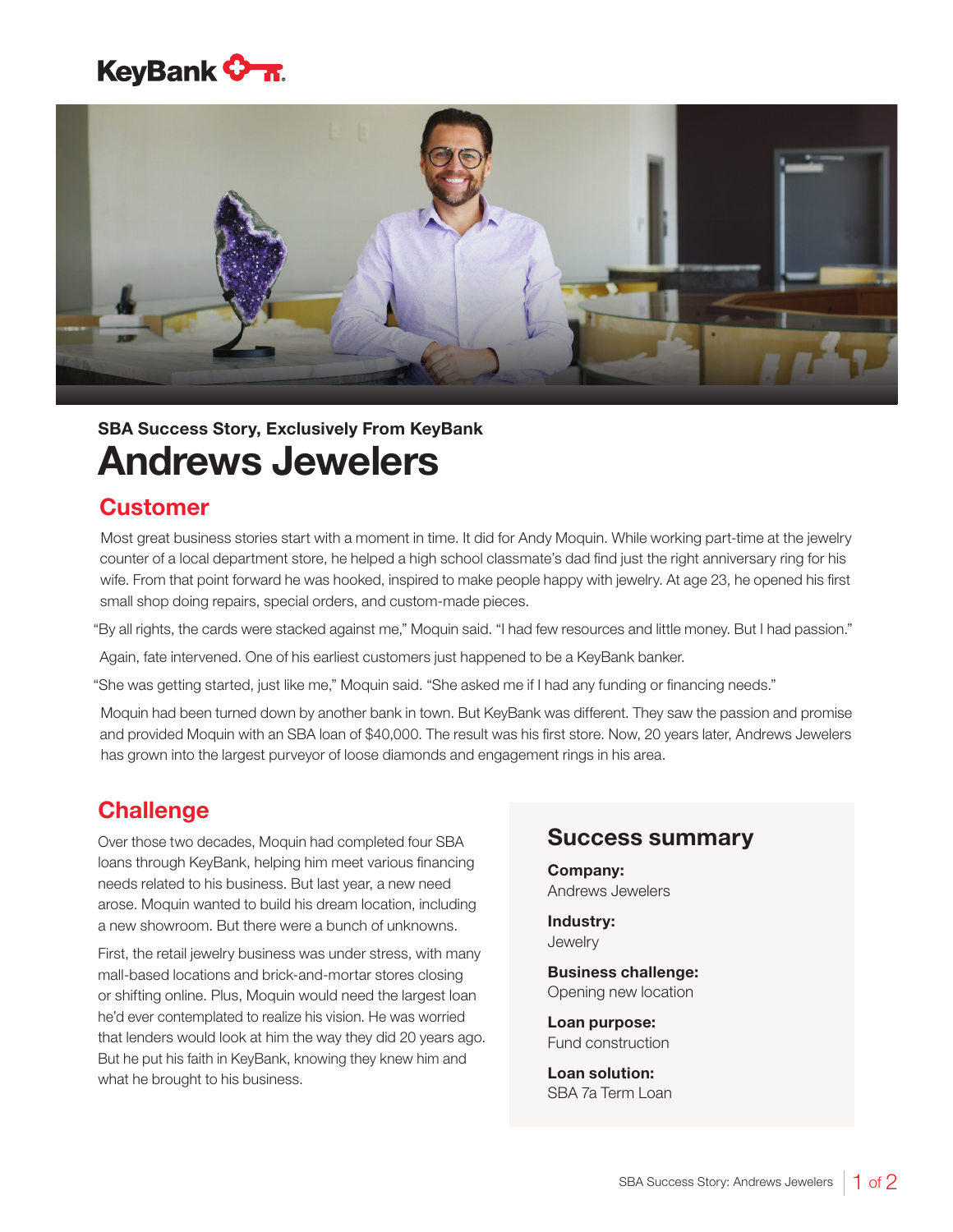KeyBank

**SBA Success Story, Exclusively From KeyBank**

# Andrews Jewelers

## Customer

Most great business stories start with a moment in time. It did for Andy Moquin. While working part-time at the jewelry counter of a local department store, he helped a high school classmate's dad find just the right anniversary ring for his wife. From that point forward he was hooked, inspired to make people happy with jewelry. At age 23, he opened his first small shop doing repairs, special orders, and custom-made pieces.

"By all rights, the cards were stacked against me," Moquin said. "I had few resources and little money. But I had passion."

Again, fate intervened. One of his earliest customers just happened to be a KeyBank banker.

"She was getting started, just like me," Moquin said. "She asked me if I had any funding or financing needs."

Moquin had been turned down by another bank in town. But KeyBank was different. They saw the passion and promise and provided Moquin with an SBA loan of $40,000. The result was his first store. Now, 20 years later, Andrews Jewelers has grown into the largest purveyor of loose diamonds and engagement rings in his area.

## Challenge

Over those two decades, Moquin had completed four SBA loans through KeyBank, helping him meet various financing needs related to his business. But last year, a new need arose. Moquin wanted to build his dream location, including a new showroom. But there were a bunch of unknowns.

First, the retail jewelry business was under stress, with many mall-based locations and brick-and-mortar stores closing or shifting online. Plus, Moquin would need the largest loan he'd ever contemplated to realize his vision. He was worried that lenders would look at him the way they did 20 years ago. But he put his faith in KeyBank, knowing they knew him and what he brought to his business.

### Success summary

**Company:**
Andrews Jewelers

**Industry:**
Jewelry

**Business challenge:**
Opening new location

**Loan purpose:**
Fund construction

**Loan solution:**
SBA 7a Term Loan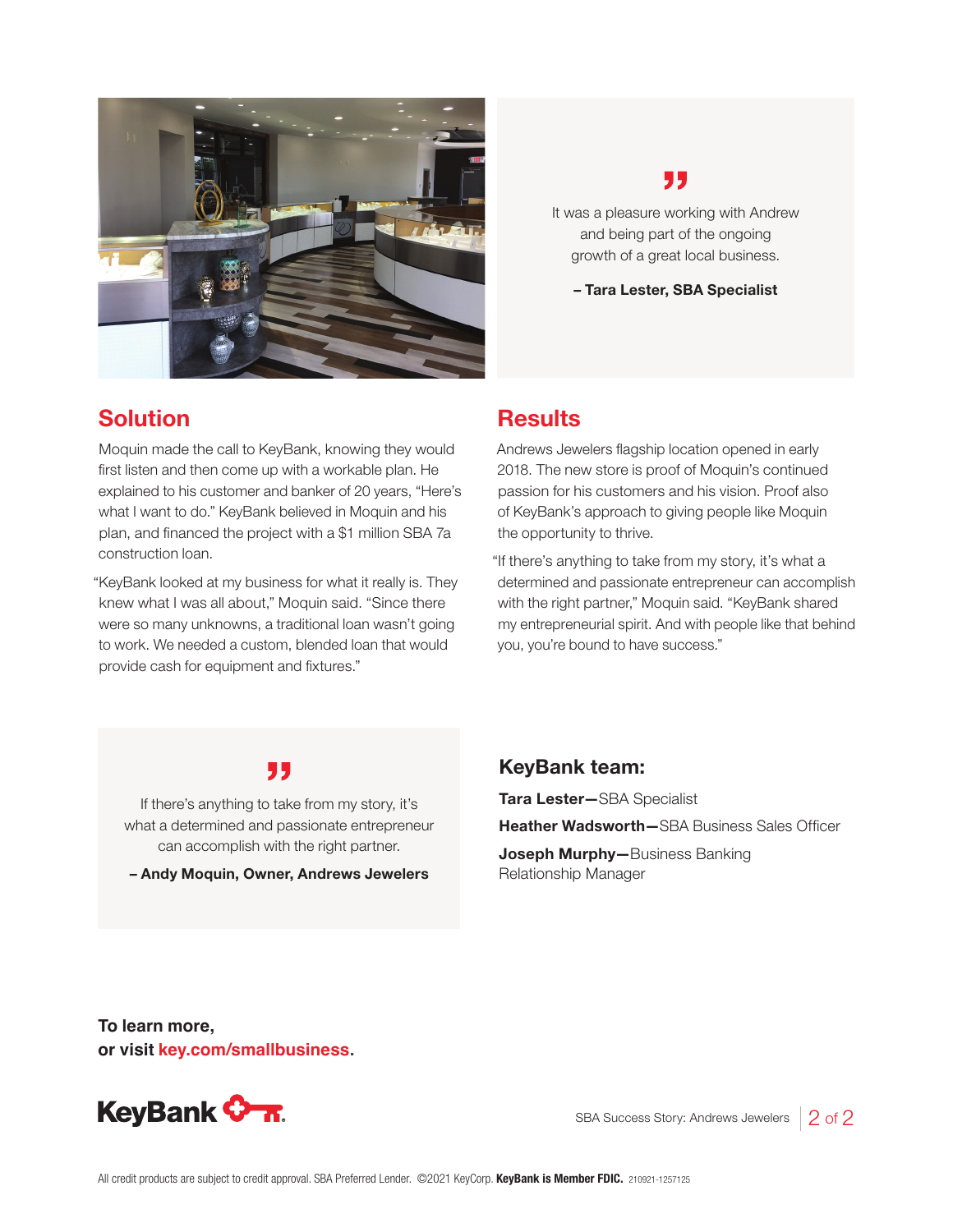> It was a pleasure working with Andrew and being part of the ongoing growth of a great local business.
>
> **– Tara Lester, SBA Specialist**

## Solution

Moquin made the call to KeyBank, knowing they would first listen and then come up with a workable plan. He explained to his customer and banker of 20 years, "Here's what I want to do." KeyBank believed in Moquin and his plan, and financed the project with a $1 million SBA 7a construction loan.

"KeyBank looked at my business for what it really is. They knew what I was all about," Moquin said. "Since there were so many unknowns, a traditional loan wasn't going to work. We needed a custom, blended loan that would provide cash for equipment and fixtures."

## Results

Andrews Jewelers flagship location opened in early 2018. The new store is proof of Moquin's continued passion for his customers and his vision. Proof also of KeyBank's approach to giving people like Moquin the opportunity to thrive.

"If there's anything to take from my story, it's what a determined and passionate entrepreneur can accomplish with the right partner," Moquin said. "KeyBank shared my entrepreneurial spirit. And with people like that behind you, you're bound to have success."

> If there's anything to take from my story, it's what a determined and passionate entrepreneur can accomplish with the right partner.
>
> **– Andy Moquin, Owner, Andrews Jewelers**

### KeyBank team:

**Tara Lester—**SBA Specialist

**Heather Wadsworth—**SBA Business Sales Officer

**Joseph Murphy—**Business Banking Relationship Manager

**To learn more, or visit key.com/smallbusiness.**

KeyBank

SBA Success Story: Andrews Jewelers

All credit products are subject to credit approval. SBA Preferred Lender. ©2021 KeyCorp. **KeyBank is Member FDIC.** 210921-1257125